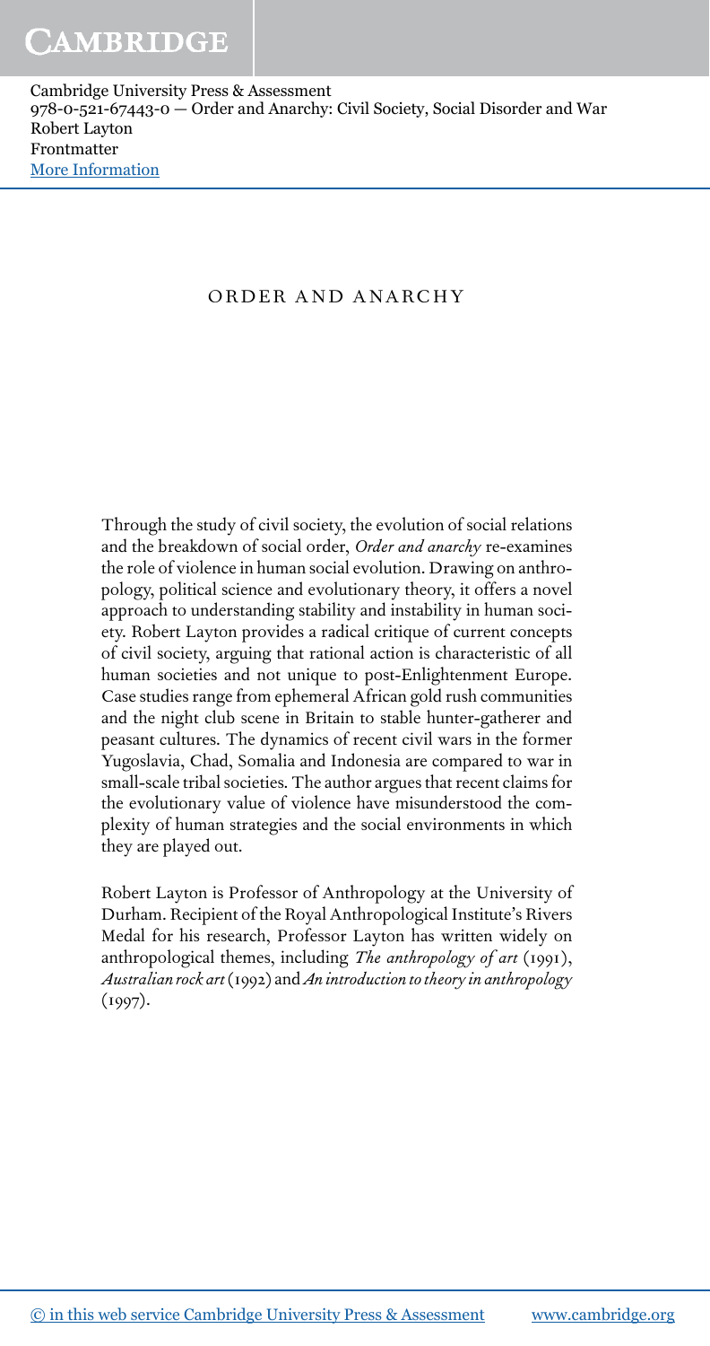# ORDER AND ANARCHY

Through the study of civil society, the evolution of social relations and the breakdown of social order, *Order and anarchy* re-examines the role of violence in human social evolution. Drawing on anthropology, political science and evolutionary theory, it offers a novel approach to understanding stability and instability in human society. Robert Layton provides a radical critique of current concepts of civil society, arguing that rational action is characteristic of all human societies and not unique to post-Enlightenment Europe. Case studies range from ephemeral African gold rush communities and the night club scene in Britain to stable hunter-gatherer and peasant cultures. The dynamics of recent civil wars in the former Yugoslavia, Chad, Somalia and Indonesia are compared to war in small-scale tribal societies. The author argues that recent claims for the evolutionary value of violence have misunderstood the complexity of human strategies and the social environments in which they are played out.

Robert Layton is Professor of Anthropology at the University of Durham. Recipient of the Royal Anthropological Institute's Rivers Medal for his research, Professor Layton has written widely on anthropological themes, including *The anthropology of art* (1991), *Australian rock art* (1992) and *An introduction to theory in anthropology* (1997).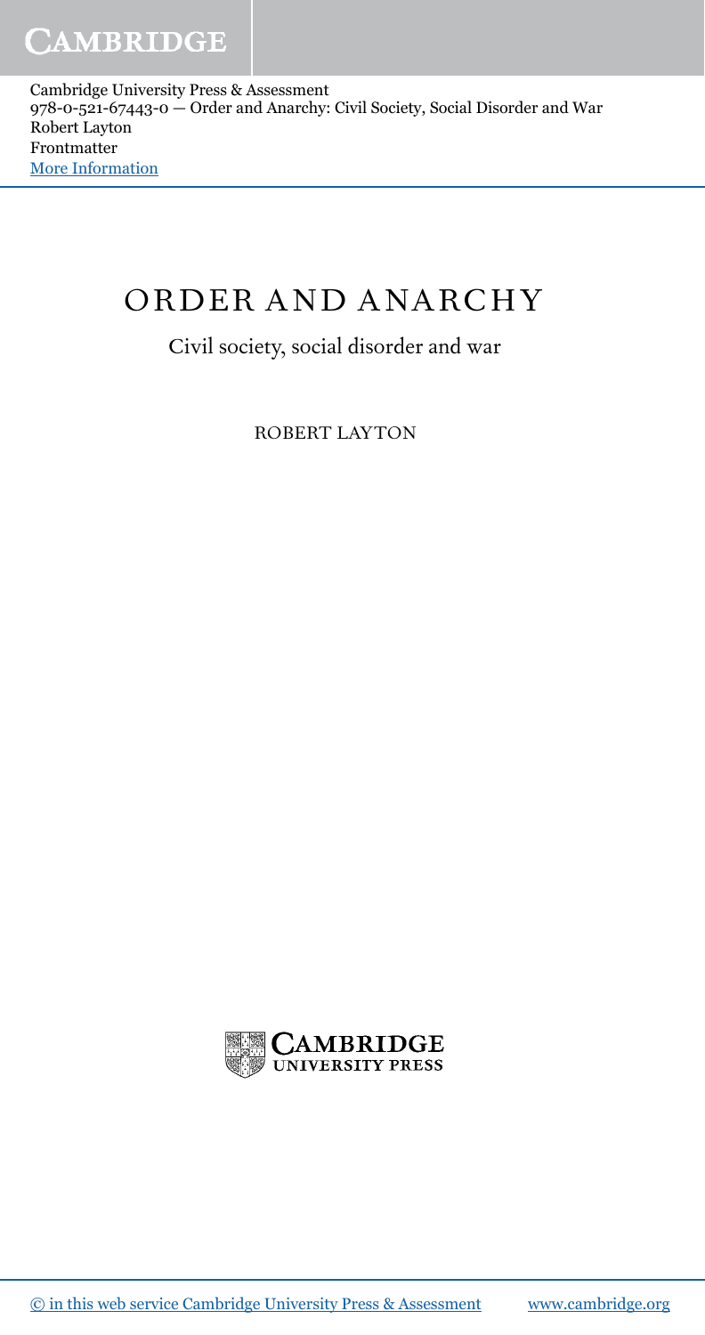# ORDER AND ANARCHY

Civil society, social disorder and war

ROBERT LAYTON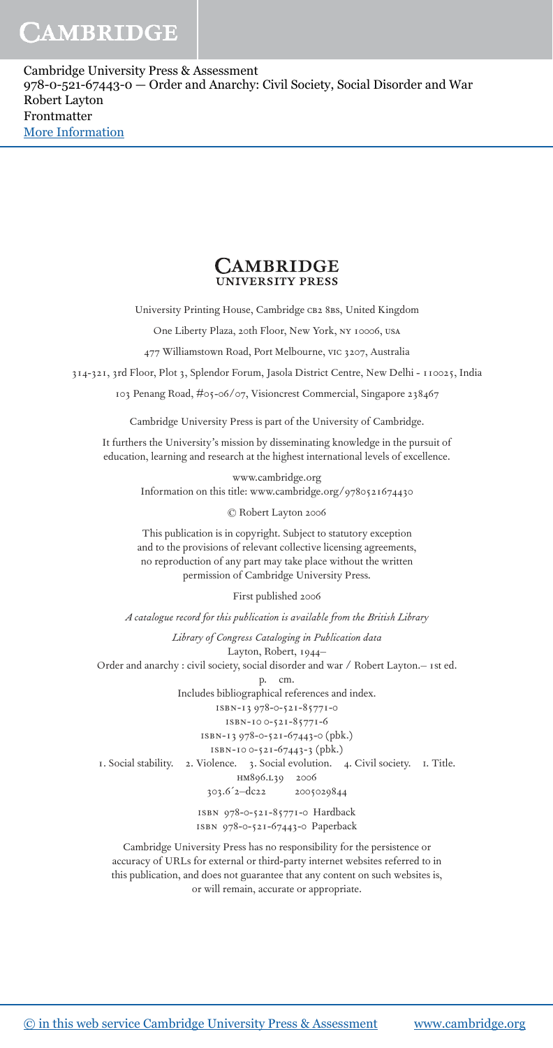**Cambridge University Press**

University Printing House, Cambridge CB2 8BS, United Kingdom

One Liberty Plaza, 20th Floor, New York, NY 10006, USA

477 Williamstown Road, Port Melbourne, VIC 3207, Australia

314-321, 3rd Floor, Plot 3, Splendor Forum, Jasola District Centre, New Delhi - 110025, India

103 Penang Road, #05-06/07, Visioncrest Commercial, Singapore 238467

Cambridge University Press is part of the University of Cambridge.

It furthers the University's mission by disseminating knowledge in the pursuit of education, learning and research at the highest international levels of excellence.

www.cambridge.org
Information on this title: www.cambridge.org/9780521674430

© Robert Layton 2006

This publication is in copyright. Subject to statutory exception and to the provisions of relevant collective licensing agreements, no reproduction of any part may take place without the written permission of Cambridge University Press.

First published 2006

*A catalogue record for this publication is available from the British Library*

*Library of Congress Cataloging in Publication data*
Layton, Robert, 1944–
Order and anarchy : civil society, social disorder and war / Robert Layton.– 1st ed.
p. cm.
Includes bibliographical references and index.
ISBN-13 978-0-521-85771-0
ISBN-10 0-521-85771-6
ISBN-13 978-0-521-67443-0 (pbk.)
ISBN-10 0-521-67443-3 (pbk.)
1. Social stability. 2. Violence. 3. Social evolution. 4. Civil society. I. Title.
HM896.L39 2006
303.6′2–dc22 2005029844

ISBN 978-0-521-85771-0 Hardback
ISBN 978-0-521-67443-0 Paperback

Cambridge University Press has no responsibility for the persistence or accuracy of URLs for external or third-party internet websites referred to in this publication, and does not guarantee that any content on such websites is, or will remain, accurate or appropriate.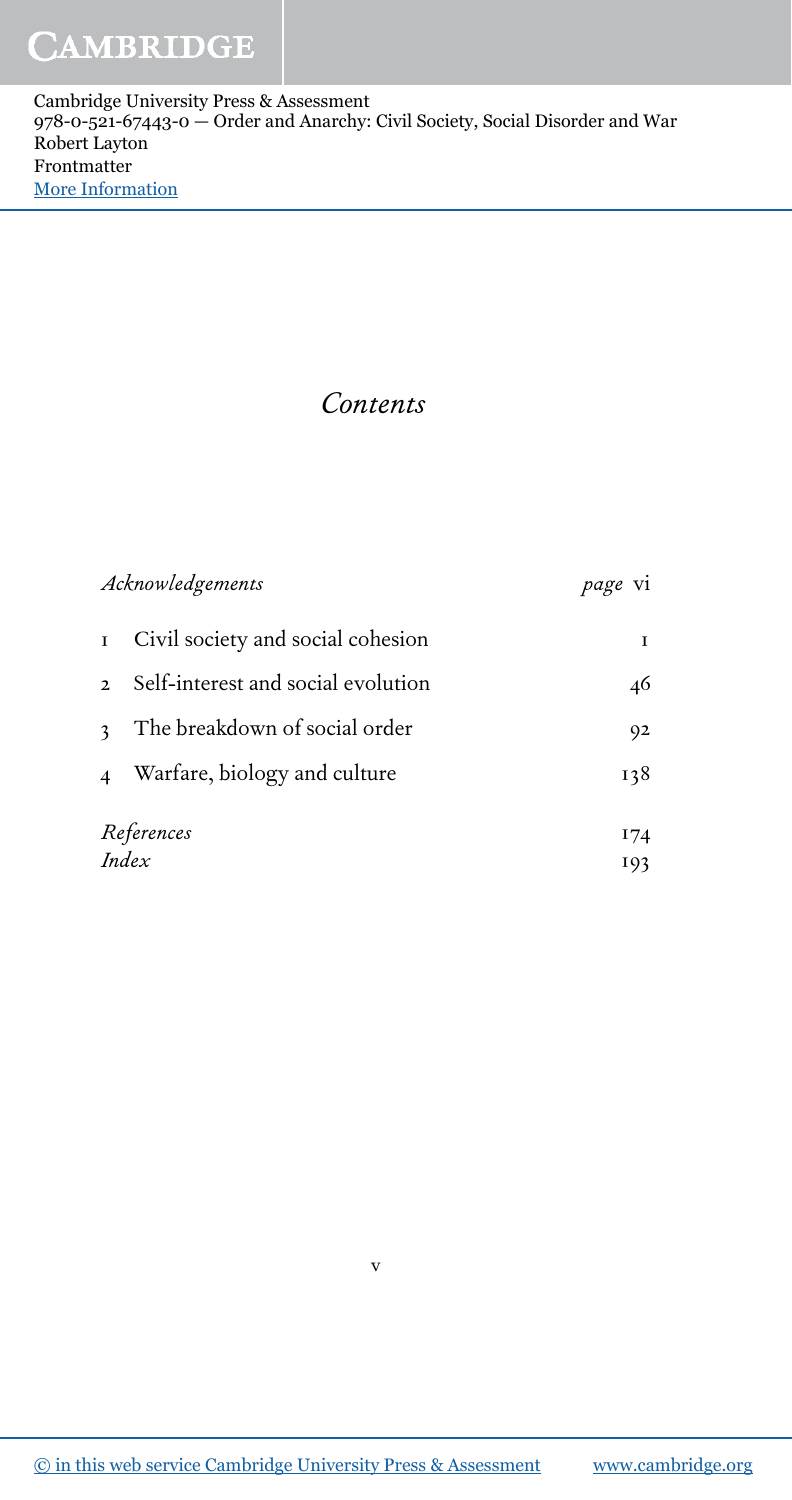# Contents

| | | |
|---|---|---|
| *Acknowledgements* | | *page* vi |
| 1 | Civil society and social cohesion | 1 |
| 2 | Self-interest and social evolution | 46 |
| 3 | The breakdown of social order | 92 |
| 4 | Warfare, biology and culture | 138 |
| *References* | | 174 |
| *Index* | | 193 |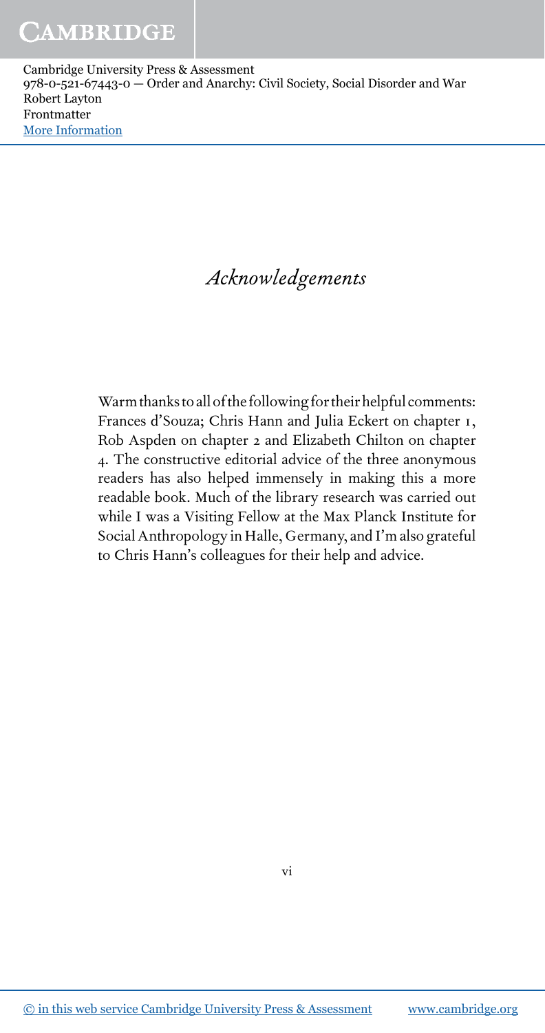# *Acknowledgements*

Warm thanks to all of the following for their helpful comments: Frances d'Souza; Chris Hann and Julia Eckert on chapter 1, Rob Aspden on chapter 2 and Elizabeth Chilton on chapter 4. The constructive editorial advice of the three anonymous readers has also helped immensely in making this a more readable book. Much of the library research was carried out while I was a Visiting Fellow at the Max Planck Institute for Social Anthropology in Halle, Germany, and I'm also grateful to Chris Hann's colleagues for their help and advice.